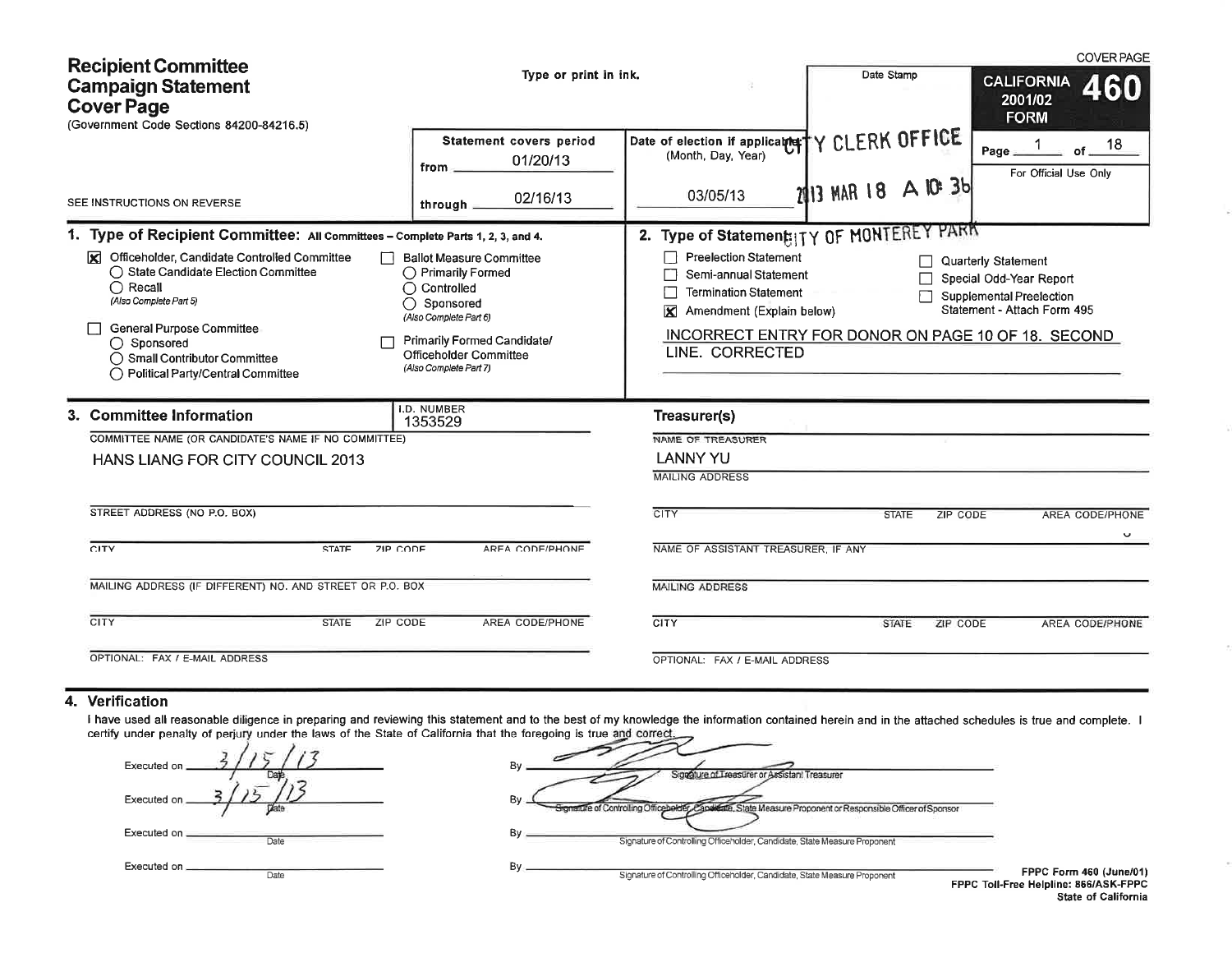# Recipient Committee Campaign Statement Cover Page

(Government Code Sections 84200-84216.5)

SEE INSTRUCTIONS ON REVERSE

Type or print in ink.

COVER PAGE

**CALIFORNIA FORM 460** 2001/02

Page 1 of 18

For Official Use Only

| Statement covers period | Date of election if applicable: (Month, Day, Year) | Date Stamp |
|---|---|---|
| from 01/20/13 | | CITY CLERK OFFICE |
| through 02/16/13 | 03/05/13 | 2013 MAR 18 A 10:36 CITY OF MONTEREY PARK |

## 1. Type of Recipient Committee: All Committees – Complete Parts 1, 2, 3, and 4.

- [X] Officeholder, Candidate Controlled Committee
  - ○ State Candidate Election Committee
  - ○ Recall (Also Complete Part 5)
- [ ] General Purpose Committee
  - ○ Sponsored
  - ○ Small Contributor Committee
  - ○ Political Party/Central Committee
- [ ] Ballot Measure Committee
  - ○ Primarily Formed
  - ○ Controlled
  - ○ Sponsored (Also Complete Part 6)
- [ ] Primarily Formed Candidate/Officeholder Committee (Also Complete Part 7)

## 2. Type of Statement:

- [ ] Preelection Statement
- [ ] Semi-annual Statement
- [ ] Termination Statement
- [X] Amendment (Explain below)
- [ ] Quarterly Statement
- [ ] Special Odd-Year Report
- [ ] Supplemental Preelection Statement - Attach Form 495

INCORRECT ENTRY FOR DONOR ON PAGE 10 OF 18. SECOND LINE. CORRECTED

## 3. Committee Information

I.D. NUMBER: 1353529

COMMITTEE NAME (OR CANDIDATE'S NAME IF NO COMMITTEE): HANS LIANG FOR CITY COUNCIL 2013

STREET ADDRESS (NO P.O. BOX):

CITY / STATE / ZIP CODE / AREA CODE/PHONE:

MAILING ADDRESS (IF DIFFERENT) NO. AND STREET OR P.O. BOX:

CITY / STATE / ZIP CODE / AREA CODE/PHONE:

OPTIONAL: FAX / E-MAIL ADDRESS:

### Treasurer(s)

NAME OF TREASURER: LANNY YU

MAILING ADDRESS:

CITY / STATE / ZIP CODE / AREA CODE/PHONE:

NAME OF ASSISTANT TREASURER, IF ANY:

MAILING ADDRESS:

CITY / STATE / ZIP CODE / AREA CODE/PHONE:

OPTIONAL: FAX / E-MAIL ADDRESS:

## 4. Verification

I have used all reasonable diligence in preparing and reviewing this statement and to the best of my knowledge the information contained herein and in the attached schedules is true and complete. I certify under penalty of perjury under the laws of the State of California that the foregoing is true and correct.

Executed on 3/15/13 (Date) By [signature] Signature of Treasurer or Assistant Treasurer

Executed on 3/15/13 (Date) By [signature] Signature of Controlling Officeholder, Candidate, State Measure Proponent or Responsible Officer of Sponsor

Executed on ______ (Date) By ______ Signature of Controlling Officeholder, Candidate, State Measure Proponent

Executed on ______ (Date) By ______ Signature of Controlling Officeholder, Candidate, State Measure Proponent

FPPC Form 460 (June/01)
FPPC Toll-Free Helpline: 866/ASK-FPPC
State of California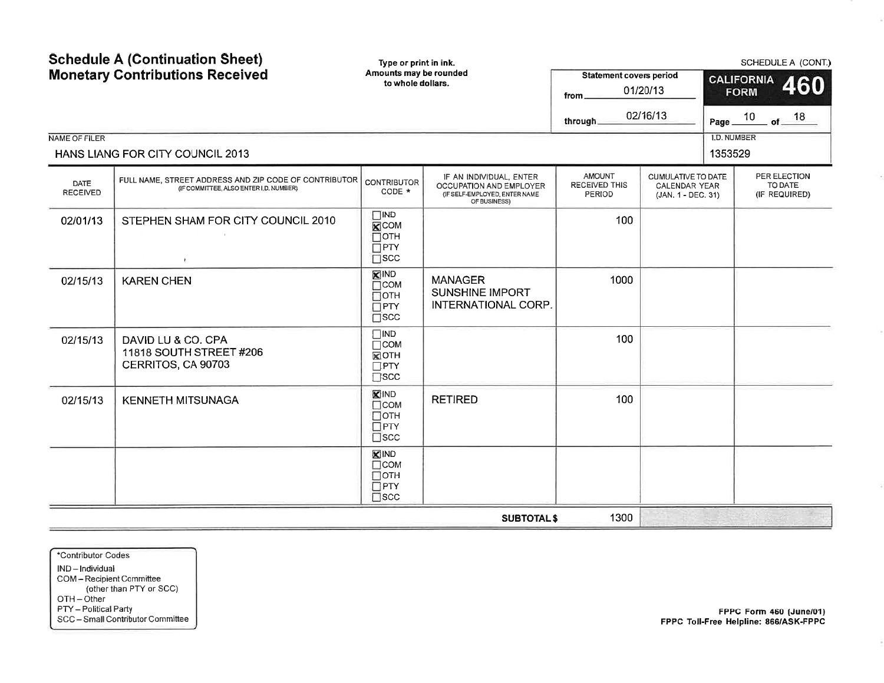# Schedule A (Continuation Sheet)
# Monetary Contributions Received

Type or print in ink.
Amounts may be rounded to whole dollars.

Statement covers period
from 01/20/13
through 02/16/13

SCHEDULE A (CONT.)

CALIFORNIA FORM **460**

Page 10 of 18

NAME OF FILER: HANS LIANG FOR CITY COUNCIL 2013

I.D. NUMBER: 1353529

| DATE RECEIVED | FULL NAME, STREET ADDRESS AND ZIP CODE OF CONTRIBUTOR (IF COMMITTEE, ALSO ENTER I.D. NUMBER) | CONTRIBUTOR CODE * | IF AN INDIVIDUAL, ENTER OCCUPATION AND EMPLOYER (IF SELF-EMPLOYED, ENTER NAME OF BUSINESS) | AMOUNT RECEIVED THIS PERIOD | CUMULATIVE TO DATE CALENDAR YEAR (JAN. 1 - DEC. 31) | PER ELECTION TO DATE (IF REQUIRED) |
|---|---|---|---|---|---|---|
| 02/01/13 | STEPHEN SHAM FOR CITY COUNCIL 2010 | ☐IND ☒COM ☐OTH ☐PTY ☐SCC | | 100 | | |
| 02/15/13 | KAREN CHEN | ☒IND ☐COM ☐OTH ☐PTY ☐SCC | MANAGER SUNSHINE IMPORT INTERNATIONAL CORP. | 1000 | | |
| 02/15/13 | DAVID LU & CO. CPA 11818 SOUTH STREET #206 CERRITOS, CA 90703 | ☐IND ☐COM ☒OTH ☐PTY ☐SCC | | 100 | | |
| 02/15/13 | KENNETH MITSUNAGA | ☒IND ☐COM ☐OTH ☐PTY ☐SCC | RETIRED | 100 | | |
| | | ☒IND ☐COM ☐OTH ☐PTY ☐SCC | | | | |
| | | | **SUBTOTAL $** | 1300 | | |

*Contributor Codes
IND – Individual
COM – Recipient Committee (other than PTY or SCC)
OTH – Other
PTY – Political Party
SCC – Small Contributor Committee

FPPC Form 460 (June/01)
FPPC Toll-Free Helpline: 866/ASK-FPPC